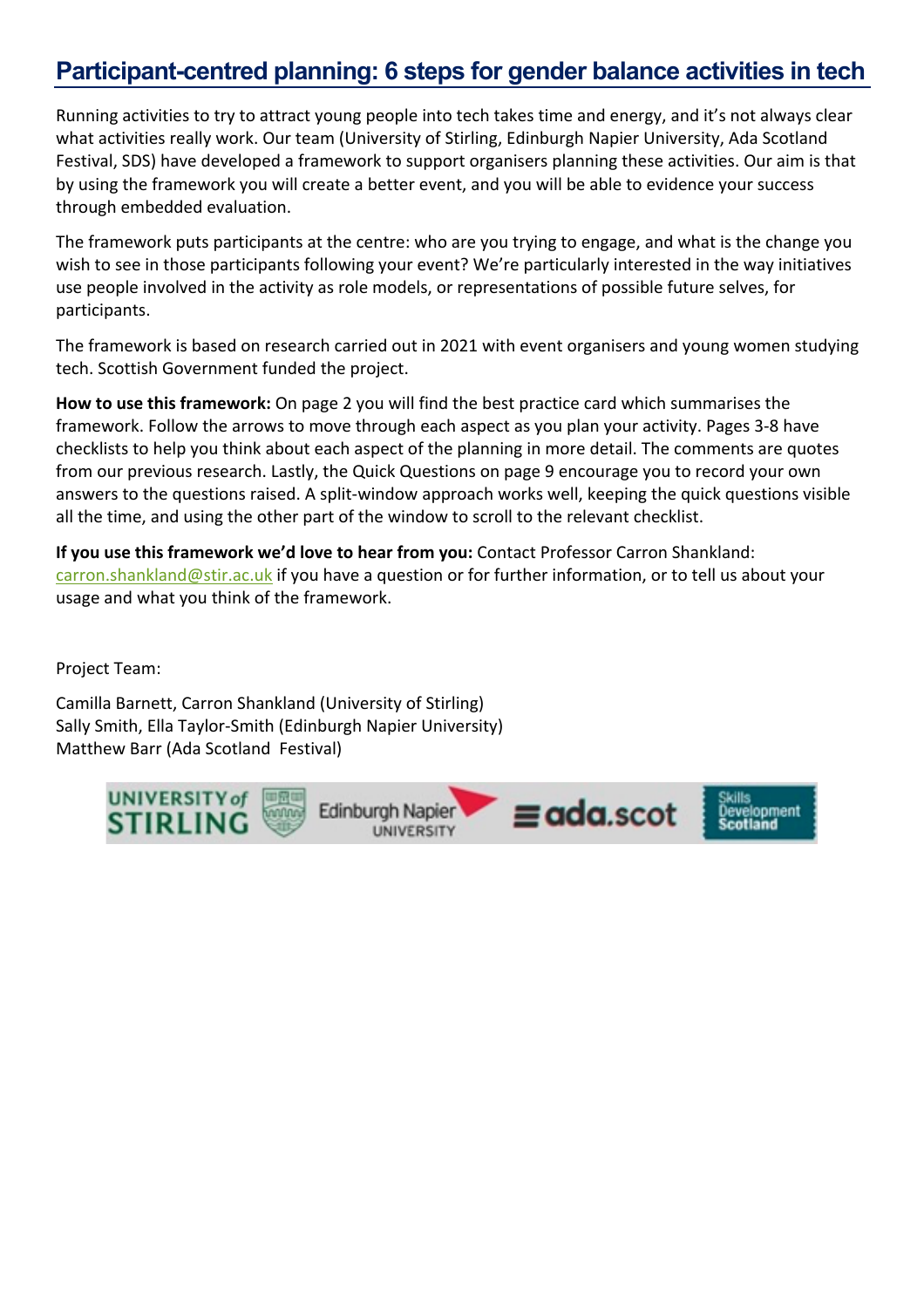# Participant-centred planning: 6 steps for gender balance activities in tech

Running activities to try to attract young people into tech takes time and energy, and it's not always clear what activities really work. Our team (University of Stirling, Edinburgh Napier University, Ada Scotland Festival, SDS) have developed a framework to support organisers planning these activities. Our aim is that by using the framework you will create a better event, and you will be able to evidence your success through embedded evaluation.

The framework puts participants at the centre: who are you trying to engage, and what is the change you wish to see in those participants following your event? We're particularly interested in the way initiatives use people involved in the activity as role models, or representations of possible future selves, for participants.

The framework is based on research carried out in 2021 with event organisers and young women studying tech. Scottish Government funded the project.

**How to use this framework:** On page 2 you will find the best practice card which summarises the framework. Follow the arrows to move through each aspect as you plan your activity. Pages 3-8 have checklists to help you think about each aspect of the planning in more detail. The comments are quotes from our previous research. Lastly, the Quick Questions on page 9 encourage you to record your own answers to the questions raised. A split-window approach works well, keeping the quick questions visible all the time, and using the other part of the window to scroll to the relevant checklist.

**If you use this framework we'd love to hear from you:** Contact Professor Carron Shankland: carron.shankland@stir.ac.uk if you have a question or for further information, or to tell us about your usage and what you think of the framework.

Project Team:

Camilla Barnett, Carron Shankland (University of Stirling)
Sally Smith, Ella Taylor-Smith (Edinburgh Napier University)
Matthew Barr (Ada Scotland Festival)

UNIVERSITY of STIRLING | Edinburgh Napier UNIVERSITY | ada.scot | Skills Development Scotland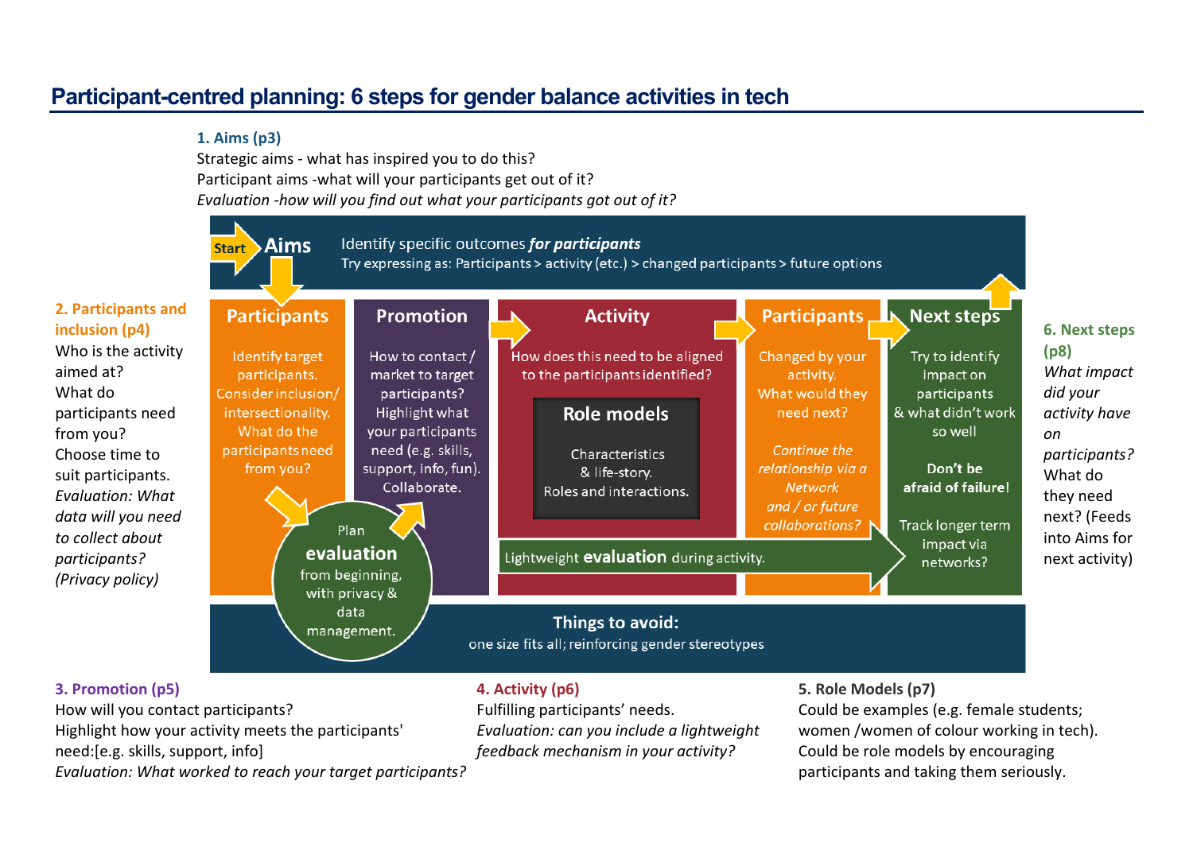# Participant-centred planning: 6 steps for gender balance activities in tech

### 1. Aims (p3)

Strategic aims - what has inspired you to do this?
Participant aims -what will your participants get out of it?
*Evaluation -how will you find out what your participants got out of it?*

Start

**Aims**

Identify specific outcomes ***for participants***
Try expressing as: Participants > activity (etc.) > changed participants > future options

**Participants**

Identify target participants. Consider inclusion/ intersectionality. What do the participants need from you?

**Promotion**

How to contact / market to target participants? Highlight what your participants need (e.g. skills, support, info, fun). Collaborate.

**Activity**

How does this need to be aligned to the participants identified?

**Role models**

Characteristics & life-story. Roles and interactions.

**Participants**

Changed by your activity. What would they need next?

*Continue the relationship via a Network and / or future collaborations?*

**Next steps**

Try to identify impact on participants & what didn't work so well

**Don't be afraid of failure!**

Track longer term impact via networks?

Plan **evaluation** from beginning, with privacy & data management.

Lightweight **evaluation** during activity.

**Things to avoid:**
one size fits all; reinforcing gender stereotypes

### 2. Participants and inclusion (p4)

Who is the activity aimed at?
What do participants need from you?
Choose time to suit participants.
*Evaluation: What data will you need to collect about participants? (Privacy policy)*

### 6. Next steps (p8)

*What impact did your activity have on participants?*
What do they need next? (Feeds into Aims for next activity)

### 3. Promotion (p5)

How will you contact participants?
Highlight how your activity meets the participants' need:[e.g. skills, support, info]
*Evaluation: What worked to reach your target participants?*

### 4. Activity (p6)

Fulfilling participants' needs.
*Evaluation: can you include a lightweight feedback mechanism in your activity?*

### 5. Role Models (p7)

Could be examples (e.g. female students; women /women of colour working in tech).
Could be role models by encouraging participants and taking them seriously.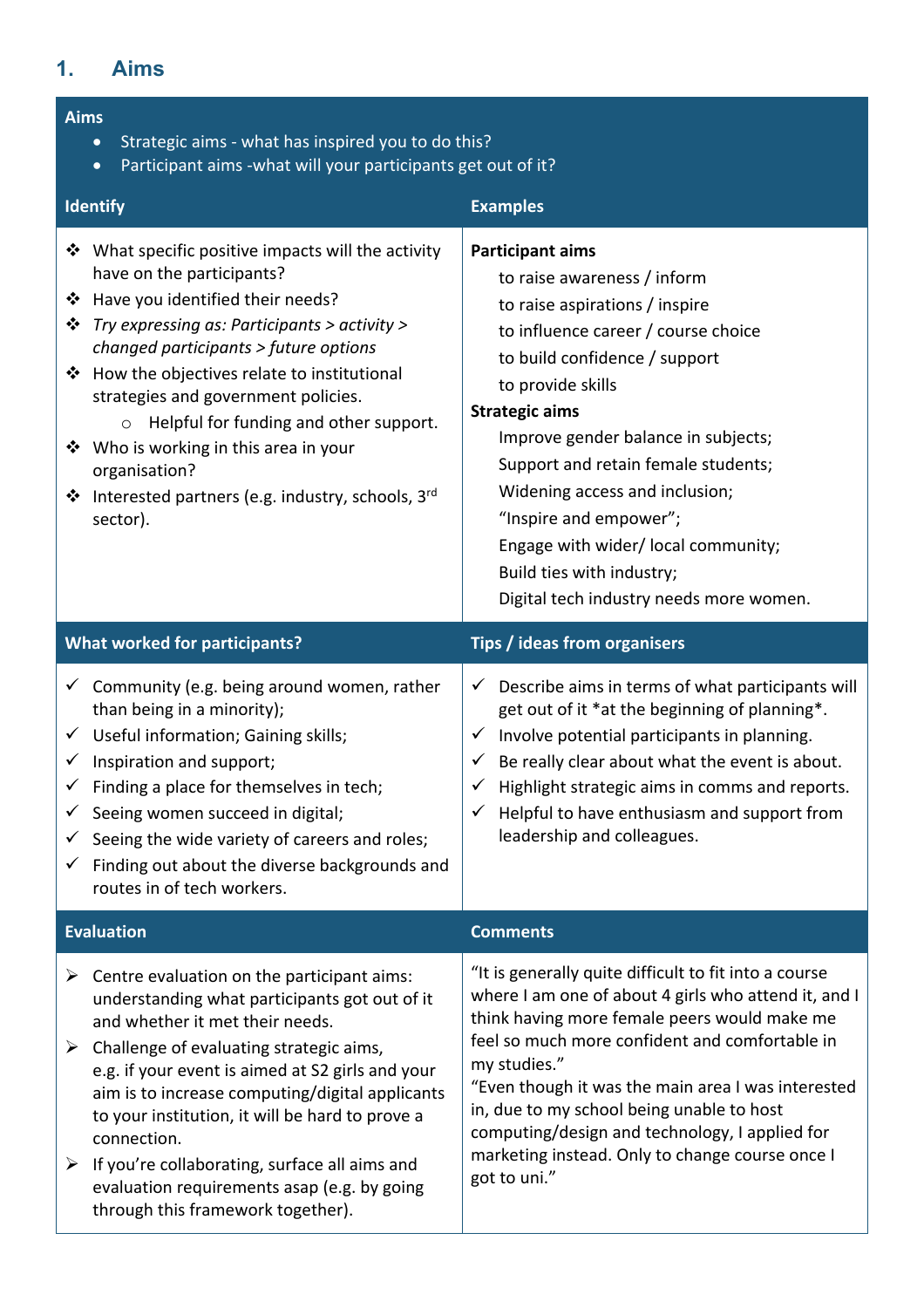## 1. Aims

| Aims<br>• Strategic aims - what has inspired you to do this?<br>• Participant aims -what will your participants get out of it? | |
|---|---|
| **Identify** | **Examples** |
| ❖ What specific positive impacts will the activity have on the participants?<br>❖ Have you identified their needs?<br>❖ *Try expressing as: Participants > activity > changed participants > future options*<br>❖ How the objectives relate to institutional strategies and government policies.<br>  ○ Helpful for funding and other support.<br>❖ Who is working in this area in your organisation?<br>❖ Interested partners (e.g. industry, schools, 3rd sector). | **Participant aims**<br>to raise awareness / inform<br>to raise aspirations / inspire<br>to influence career / course choice<br>to build confidence / support<br>to provide skills<br>**Strategic aims**<br>Improve gender balance in subjects;<br>Support and retain female students;<br>Widening access and inclusion;<br>"Inspire and empower";<br>Engage with wider/ local community;<br>Build ties with industry;<br>Digital tech industry needs more women. |
| **What worked for participants?** | **Tips / ideas from organisers** |
| ✓ Community (e.g. being around women, rather than being in a minority);<br>✓ Useful information; Gaining skills;<br>✓ Inspiration and support;<br>✓ Finding a place for themselves in tech;<br>✓ Seeing women succeed in digital;<br>✓ Seeing the wide variety of careers and roles;<br>✓ Finding out about the diverse backgrounds and routes in of tech workers. | ✓ Describe aims in terms of what participants will get out of it *at the beginning of planning*.<br>✓ Involve potential participants in planning.<br>✓ Be really clear about what the event is about.<br>✓ Highlight strategic aims in comms and reports.<br>✓ Helpful to have enthusiasm and support from leadership and colleagues. |
| **Evaluation** | **Comments** |
| ➢ Centre evaluation on the participant aims: understanding what participants got out of it and whether it met their needs.<br>➢ Challenge of evaluating strategic aims, e.g. if your event is aimed at S2 girls and your aim is to increase computing/digital applicants to your institution, it will be hard to prove a connection.<br>➢ If you're collaborating, surface all aims and evaluation requirements asap (e.g. by going through this framework together). | "It is generally quite difficult to fit into a course where I am one of about 4 girls who attend it, and I think having more female peers would make me feel so much more confident and comfortable in my studies."<br>"Even though it was the main area I was interested in, due to my school being unable to host computing/design and technology, I applied for marketing instead. Only to change course once I got to uni." |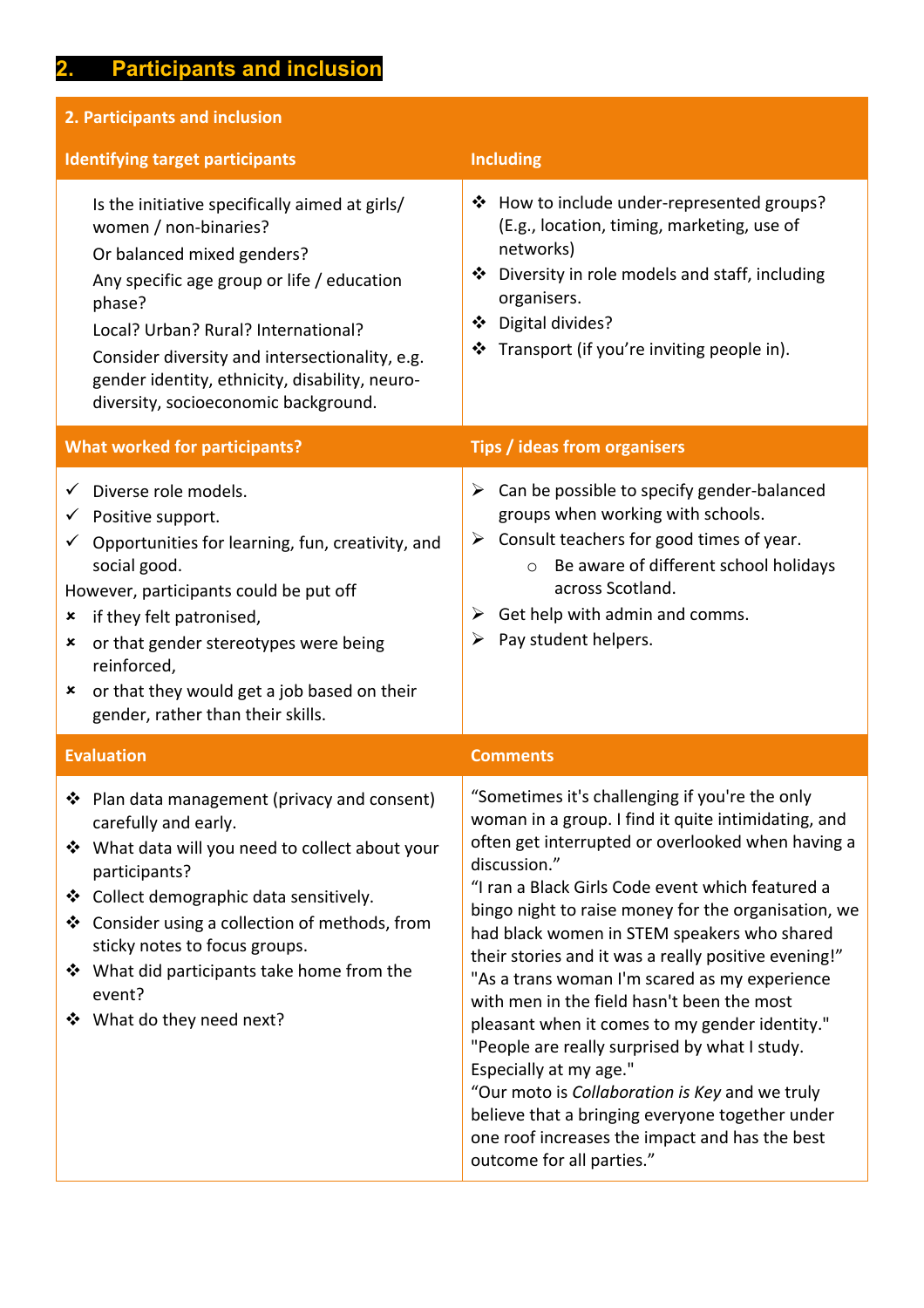## 2. Participants and inclusion

| 2. Participants and inclusion | |
|---|---|
| **Identifying target participants** | **Including** |
| Is the initiative specifically aimed at girls/ women / non-binaries?<br>Or balanced mixed genders?<br>Any specific age group or life / education phase?<br>Local? Urban? Rural? International?<br>Consider diversity and intersectionality, e.g. gender identity, ethnicity, disability, neuro-diversity, socioeconomic background. | ❖ How to include under-represented groups? (E.g., location, timing, marketing, use of networks)<br>❖ Diversity in role models and staff, including organisers.<br>❖ Digital divides?<br>❖ Transport (if you're inviting people in). |
| **What worked for participants?** | **Tips / ideas from organisers** |
| ✓ Diverse role models.<br>✓ Positive support.<br>✓ Opportunities for learning, fun, creativity, and social good.<br>However, participants could be put off<br>✗ if they felt patronised,<br>✗ or that gender stereotypes were being reinforced,<br>✗ or that they would get a job based on their gender, rather than their skills. | ➢ Can be possible to specify gender-balanced groups when working with schools.<br>➢ Consult teachers for good times of year.<br>    ○ Be aware of different school holidays across Scotland.<br>➢ Get help with admin and comms.<br>➢ Pay student helpers. |
| **Evaluation** | **Comments** |
| ❖ Plan data management (privacy and consent) carefully and early.<br>❖ What data will you need to collect about your participants?<br>❖ Collect demographic data sensitively.<br>❖ Consider using a collection of methods, from sticky notes to focus groups.<br>❖ What did participants take home from the event?<br>❖ What do they need next? | "Sometimes it's challenging if you're the only woman in a group. I find it quite intimidating, and often get interrupted or overlooked when having a discussion."<br>"I ran a Black Girls Code event which featured a bingo night to raise money for the organisation, we had black women in STEM speakers who shared their stories and it was a really positive evening!"<br>"As a trans woman I'm scared as my experience with men in the field hasn't been the most pleasant when it comes to my gender identity."<br>"People are really surprised by what I study. Especially at my age."<br>"Our moto is *Collaboration is Key* and we truly believe that a bringing everyone together under one roof increases the impact and has the best outcome for all parties." |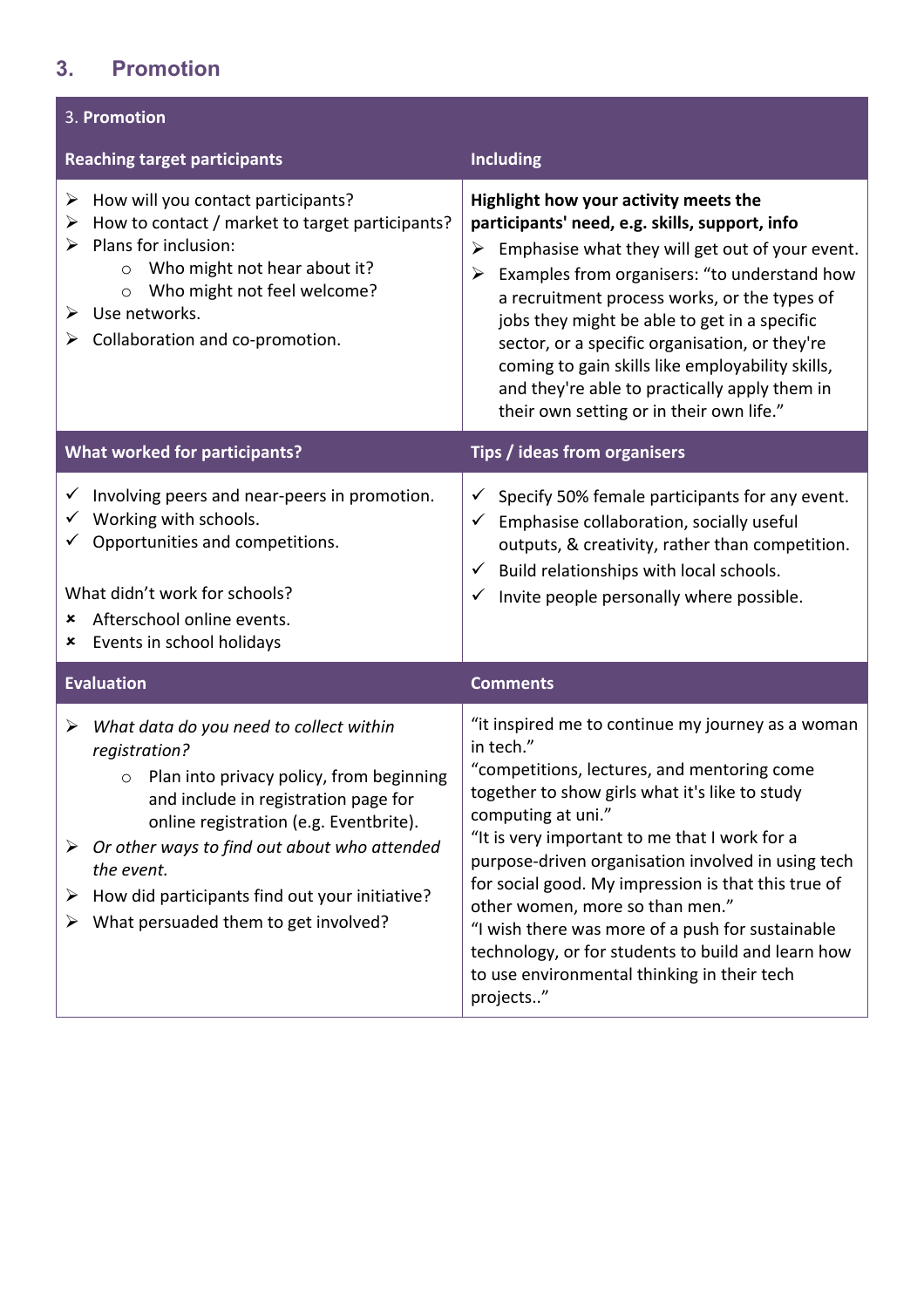## 3. Promotion

| 3. **Promotion** | |
|---|---|
| **Reaching target participants** | **Including** |
| ➢ How will you contact participants?<br>➢ How to contact / market to target participants?<br>➢ Plans for inclusion:<br>  ○ Who might not hear about it?<br>  ○ Who might not feel welcome?<br>➢ Use networks.<br>➢ Collaboration and co-promotion. | **Highlight how your activity meets the participants' need, e.g. skills, support, info**<br>➢ Emphasise what they will get out of your event.<br>➢ Examples from organisers: "to understand how a recruitment process works, or the types of jobs they might be able to get in a specific sector, or a specific organisation, or they're coming to gain skills like employability skills, and they're able to practically apply them in their own setting or in their own life." |
| **What worked for participants?** | **Tips / ideas from organisers** |
| ✓ Involving peers and near-peers in promotion.<br>✓ Working with schools.<br>✓ Opportunities and competitions.<br><br>What didn't work for schools?<br>✗ Afterschool online events.<br>✗ Events in school holidays | ✓ Specify 50% female participants for any event.<br>✓ Emphasise collaboration, socially useful outputs, & creativity, rather than competition.<br>✓ Build relationships with local schools.<br>✓ Invite people personally where possible. |
| **Evaluation** | **Comments** |
| ➢ *What data do you need to collect within registration?*<br>  ○ Plan into privacy policy, from beginning and include in registration page for online registration (e.g. Eventbrite).<br>➢ *Or other ways to find out about who attended the event.*<br>➢ How did participants find out your initiative?<br>➢ What persuaded them to get involved? | "it inspired me to continue my journey as a woman in tech."<br>"competitions, lectures, and mentoring come together to show girls what it's like to study computing at uni."<br>"It is very important to me that I work for a purpose-driven organisation involved in using tech for social good. My impression is that this true of other women, more so than men."<br>"I wish there was more of a push for sustainable technology, or for students to build and learn how to use environmental thinking in their tech projects.." |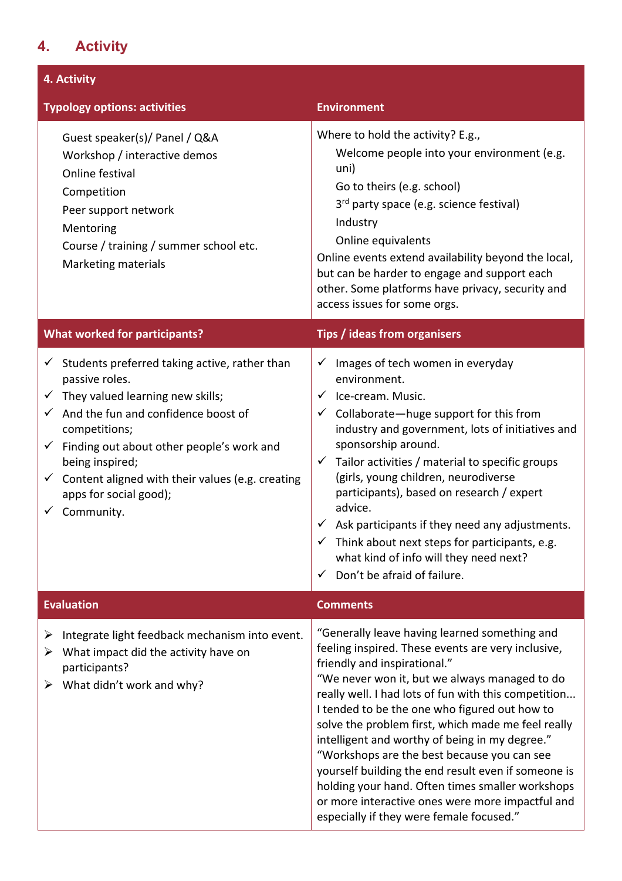## 4. Activity

| 4. Activity | |
|---|---|
| **Typology options: activities** | **Environment** |
| Guest speaker(s)/ Panel / Q&A<br>Workshop / interactive demos<br>Online festival<br>Competition<br>Peer support network<br>Mentoring<br>Course / training / summer school etc.<br>Marketing materials | Where to hold the activity? E.g.,<br>Welcome people into your environment (e.g. uni)<br>Go to theirs (e.g. school)<br>3rd party space (e.g. science festival)<br>Industry<br>Online equivalents<br>Online events extend availability beyond the local, but can be harder to engage and support each other. Some platforms have privacy, security and access issues for some orgs. |
| **What worked for participants?** | **Tips / ideas from organisers** |
| ✓ Students preferred taking active, rather than passive roles.<br>✓ They valued learning new skills;<br>✓ And the fun and confidence boost of competitions;<br>✓ Finding out about other people's work and being inspired;<br>✓ Content aligned with their values (e.g. creating apps for social good);<br>✓ Community. | ✓ Images of tech women in everyday environment.<br>✓ Ice-cream. Music.<br>✓ Collaborate—huge support for this from industry and government, lots of initiatives and sponsorship around.<br>✓ Tailor activities / material to specific groups (girls, young children, neurodiverse participants), based on research / expert advice.<br>✓ Ask participants if they need any adjustments.<br>✓ Think about next steps for participants, e.g. what kind of info will they need next?<br>✓ Don't be afraid of failure. |
| **Evaluation** | **Comments** |
| ➢ Integrate light feedback mechanism into event.<br>➢ What impact did the activity have on participants?<br>➢ What didn't work and why? | "Generally leave having learned something and feeling inspired. These events are very inclusive, friendly and inspirational."<br>"We never won it, but we always managed to do really well. I had lots of fun with this competition... I tended to be the one who figured out how to solve the problem first, which made me feel really intelligent and worthy of being in my degree."<br>"Workshops are the best because you can see yourself building the end result even if someone is holding your hand. Often times smaller workshops or more interactive ones were more impactful and especially if they were female focused." |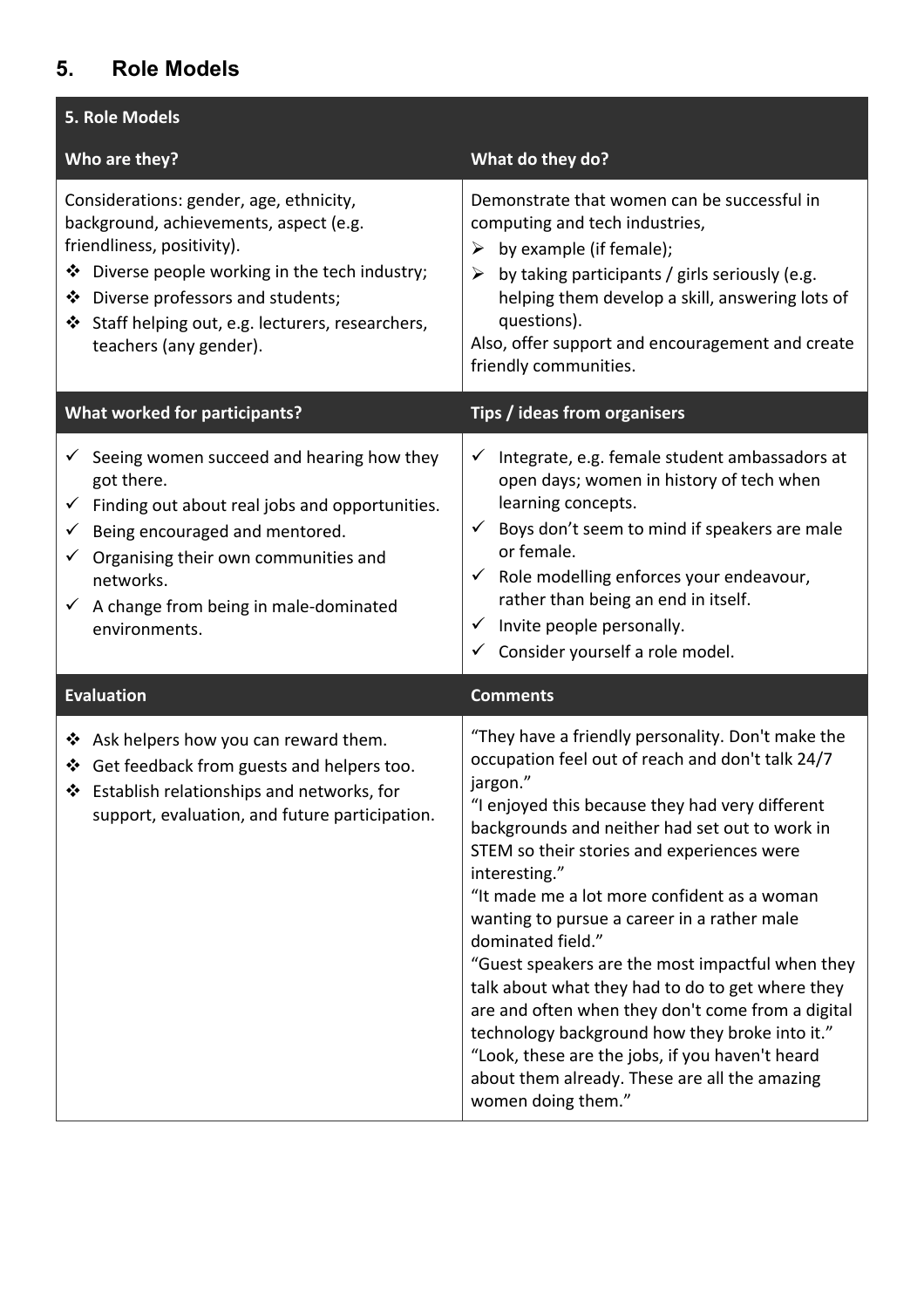## 5. Role Models

| 5. Role Models | |
|---|---|
| **Who are they?** | **What do they do?** |
| Considerations: gender, age, ethnicity, background, achievements, aspect (e.g. friendliness, positivity).<br>❖ Diverse people working in the tech industry;<br>❖ Diverse professors and students;<br>❖ Staff helping out, e.g. lecturers, researchers, teachers (any gender). | Demonstrate that women can be successful in computing and tech industries,<br>➢ by example (if female);<br>➢ by taking participants / girls seriously (e.g. helping them develop a skill, answering lots of questions).<br>Also, offer support and encouragement and create friendly communities. |
| **What worked for participants?** | **Tips / ideas from organisers** |
| ✓ Seeing women succeed and hearing how they got there.<br>✓ Finding out about real jobs and opportunities.<br>✓ Being encouraged and mentored.<br>✓ Organising their own communities and networks.<br>✓ A change from being in male-dominated environments. | ✓ Integrate, e.g. female student ambassadors at open days; women in history of tech when learning concepts.<br>✓ Boys don't seem to mind if speakers are male or female.<br>✓ Role modelling enforces your endeavour, rather than being an end in itself.<br>✓ Invite people personally.<br>✓ Consider yourself a role model. |
| **Evaluation** | **Comments** |
| ❖ Ask helpers how you can reward them.<br>❖ Get feedback from guests and helpers too.<br>❖ Establish relationships and networks, for support, evaluation, and future participation. | "They have a friendly personality. Don't make the occupation feel out of reach and don't talk 24/7 jargon."<br>"I enjoyed this because they had very different backgrounds and neither had set out to work in STEM so their stories and experiences were interesting."<br>"It made me a lot more confident as a woman wanting to pursue a career in a rather male dominated field."<br>"Guest speakers are the most impactful when they talk about what they had to do to get where they are and often when they don't come from a digital technology background how they broke into it."<br>"Look, these are the jobs, if you haven't heard about them already. These are all the amazing women doing them." |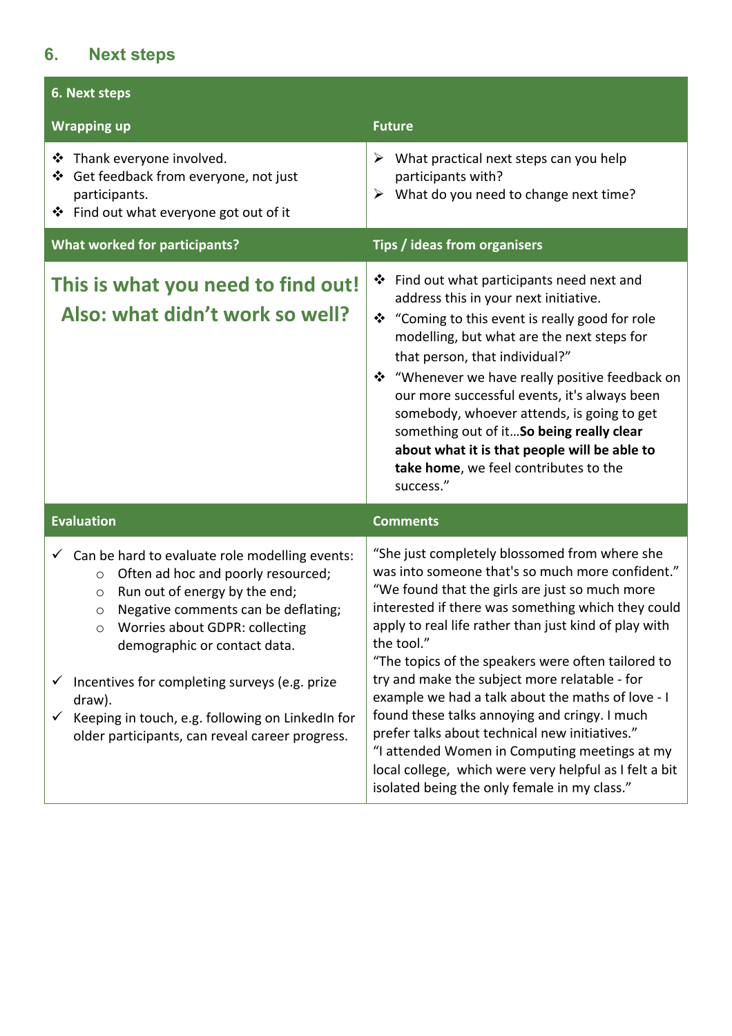## 6. Next steps

| 6. Next steps | |
|---|---|
| **Wrapping up** | **Future** |
| ❖ Thank everyone involved.<br>❖ Get feedback from everyone, not just participants.<br>❖ Find out what everyone got out of it | ➢ What practical next steps can you help participants with?<br>➢ What do you need to change next time? |
| **What worked for participants?** | **Tips / ideas from organisers** |
| **This is what you need to find out!**<br>**Also: what didn't work so well?** | ❖ Find out what participants need next and address this in your next initiative.<br>❖ "Coming to this event is really good for role modelling, but what are the next steps for that person, that individual?"<br>❖ "Whenever we have really positive feedback on our more successful events, it's always been somebody, whoever attends, is going to get something out of it…**So being really clear about what it is that people will be able to take home**, we feel contributes to the success." |
| **Evaluation** | **Comments** |
| ✓ Can be hard to evaluate role modelling events:<br>○ Often ad hoc and poorly resourced;<br>○ Run out of energy by the end;<br>○ Negative comments can be deflating;<br>○ Worries about GDPR: collecting demographic or contact data.<br><br>✓ Incentives for completing surveys (e.g. prize draw).<br>✓ Keeping in touch, e.g. following on LinkedIn for older participants, can reveal career progress. | "She just completely blossomed from where she was into someone that's so much more confident."<br>"We found that the girls are just so much more interested if there was something which they could apply to real life rather than just kind of play with the tool."<br>"The topics of the speakers were often tailored to try and make the subject more relatable - for example we had a talk about the maths of love - I found these talks annoying and cringy. I much prefer talks about technical new initiatives."<br>"I attended Women in Computing meetings at my local college, which were very helpful as I felt a bit isolated being the only female in my class." |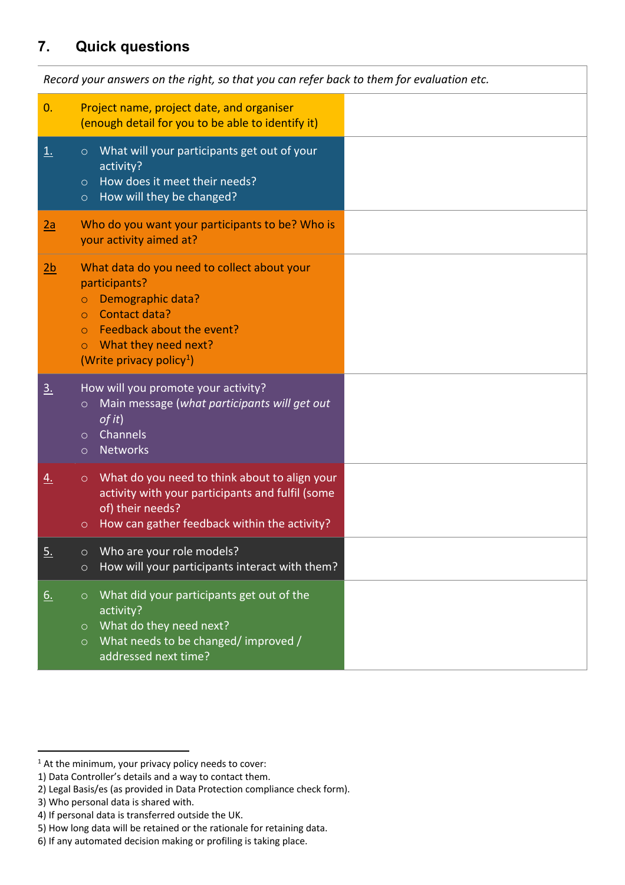## 7. Quick questions

| | | |
|---|---|---|
| *Record your answers on the right, so that you can refer back to them for evaluation etc.* | | |
| 0. | Project name, project date, and organiser (enough detail for you to be able to identify it) | |
| 1. | ○ What will your participants get out of your activity?<br>○ How does it meet their needs?<br>○ How will they be changed? | |
| 2a | Who do you want your participants to be? Who is your activity aimed at? | |
| 2b | What data do you need to collect about your participants?<br>○ Demographic data?<br>○ Contact data?<br>○ Feedback about the event?<br>○ What they need next?<br>(Write privacy policy[1]) | |
| 3. | How will you promote your activity?<br>○ Main message (*what participants will get out of it*)<br>○ Channels<br>○ Networks | |
| 4. | ○ What do you need to think about to align your activity with your participants and fulfil (some of) their needs?<br>○ How can gather feedback within the activity? | |
| 5. | ○ Who are your role models?<br>○ How will your participants interact with them? | |
| 6. | ○ What did your participants get out of the activity?<br>○ What do they need next?<br>○ What needs to be changed/ improved / addressed next time? | |

[1] At the minimum, your privacy policy needs to cover:
1) Data Controller's details and a way to contact them.
2) Legal Basis/es (as provided in Data Protection compliance check form).
3) Who personal data is shared with.
4) If personal data is transferred outside the UK.
5) How long data will be retained or the rationale for retaining data.
6) If any automated decision making or profiling is taking place.